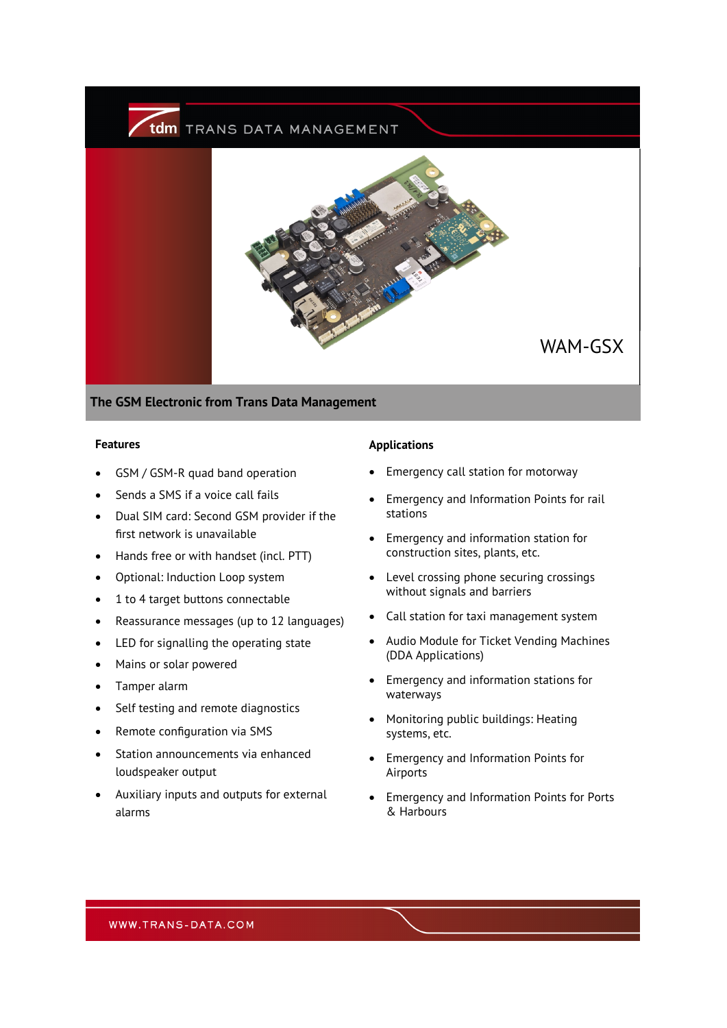TRANS DATA MANAGEMENT

# WAM-GSX

## The GSM Electronic from Trans Data Management

### Features

- GSM / GSM-R quad band operation
- Sends a SMS if a voice call fails
- Dual SIM card: Second GSM provider if the first network is unavailable
- Hands free or with handset (incl. PTT)
- Optional: Induction Loop system
- 1 to 4 target buttons connectable
- Reassurance messages (up to 12 languages)
- LED for signalling the operating state
- Mains or solar powered
- Tamper alarm
- Self testing and remote diagnostics
- Remote configuration via SMS
- Station announcements via enhanced loudspeaker output
- Auxiliary inputs and outputs for external alarms

### Applications

- Emergency call station for motorway
- Emergency and Information Points for rail stations
- Emergency and information station for construction sites, plants, etc.
- Level crossing phone securing crossings without signals and barriers
- Call station for taxi management system
- Audio Module for Ticket Vending Machines (DDA Applications)
- Emergency and information stations for waterways
- Monitoring public buildings: Heating systems, etc.
- Emergency and Information Points for Airports
- Emergency and Information Points for Ports & Harbours

WWW.TRANS-DATA.COM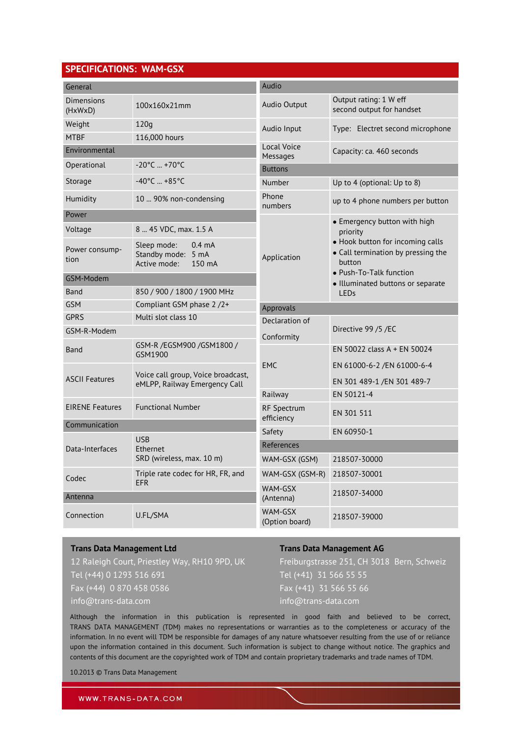## SPECIFICATIONS: WAM-GSX

| General | |
|---|---|
| Dimensions (HxWxD) | 100x160x21mm |
| Weight | 120g |
| MTBF | 116,000 hours |
| **Environmental** | |
| Operational | -20°C ... +70°C |
| Storage | -40°C ... +85°C |
| Humidity | 10 ... 90% non-condensing |
| **Power** | |
| Voltage | 8 ... 45 VDC, max. 1.5 A |
| Power consump-tion | Sleep mode: 0.4 mA<br>Standby mode: 5 mA<br>Active mode: 150 mA |
| **GSM-Modem** | |
| Band | 850 / 900 / 1800 / 1900 MHz |
| GSM | Compliant GSM phase 2 /2+ |
| GPRS | Multi slot class 10 |
| **GSM-R-Modem** | |
| Band | GSM-R /EGSM900 /GSM1800 / GSM1900 |
| ASCII Features | Voice call group, Voice broadcast, eMLPP, Railway Emergency Call |
| EIRENE Features | Functional Number |
| **Communication** | |
| Data-Interfaces | USB<br>Ethernet<br>SRD (wireless, max. 10 m) |
| Codec | Triple rate codec for HR, FR, and EFR |
| **Antenna** | |
| Connection | U.FL/SMA |

| Audio | |
|---|---|
| Audio Output | Output rating: 1 W eff<br>second output for handset |
| Audio Input | Type: Electret second microphone |
| Local Voice Messages | Capacity: ca. 460 seconds |
| **Buttons** | |
| Number | Up to 4 (optional: Up to 8) |
| Phone numbers | up to 4 phone numbers per button |
| Application | • Emergency button with high priority<br>• Hook button for incoming calls<br>• Call termination by pressing the button<br>• Push-To-Talk function<br>• Illuminated buttons or separate LEDs |
| **Approvals** | |
| Declaration of Conformity | Directive 99 /5 /EC |
| EMC | EN 50022 class A + EN 50024<br>EN 61000-6-2 /EN 61000-6-4<br>EN 301 489-1 /EN 301 489-7 |
| Railway | EN 50121-4 |
| RF Spectrum efficiency | EN 301 511 |
| Safety | EN 60950-1 |
| **References** | |
| WAM-GSX (GSM) | 218507-30000 |
| WAM-GSX (GSM-R) | 218507-30001 |
| WAM-GSX (Antenna) | 218507-34000 |
| WAM-GSX (Option board) | 218507-39000 |

**Trans Data Management Ltd**
12 Raleigh Court, Priestley Way, RH10 9PD, UK
Tel (+44) 0 1293 516 691
Fax (+44) 0 870 458 0586
info@trans-data.com

**Trans Data Management AG**
Freiburgstrasse 251, CH 3018 Bern, Schweiz
Tel (+41) 31 566 55 55
Fax (+41) 31 566 55 66
info@trans-data.com

Although the information in this publication is represented in good faith and believed to be correct, TRANS DATA MANAGEMENT (TDM) makes no representations or warranties as to the completeness or accuracy of the information. In no event will TDM be responsible for damages of any nature whatsoever resulting from the use of or reliance upon the information contained in this document. Such information is subject to change without notice. The graphics and contents of this document are the copyrighted work of TDM and contain proprietary trademarks and trade names of TDM.

10.2013 © Trans Data Management

WWW.TRANS-DATA.COM